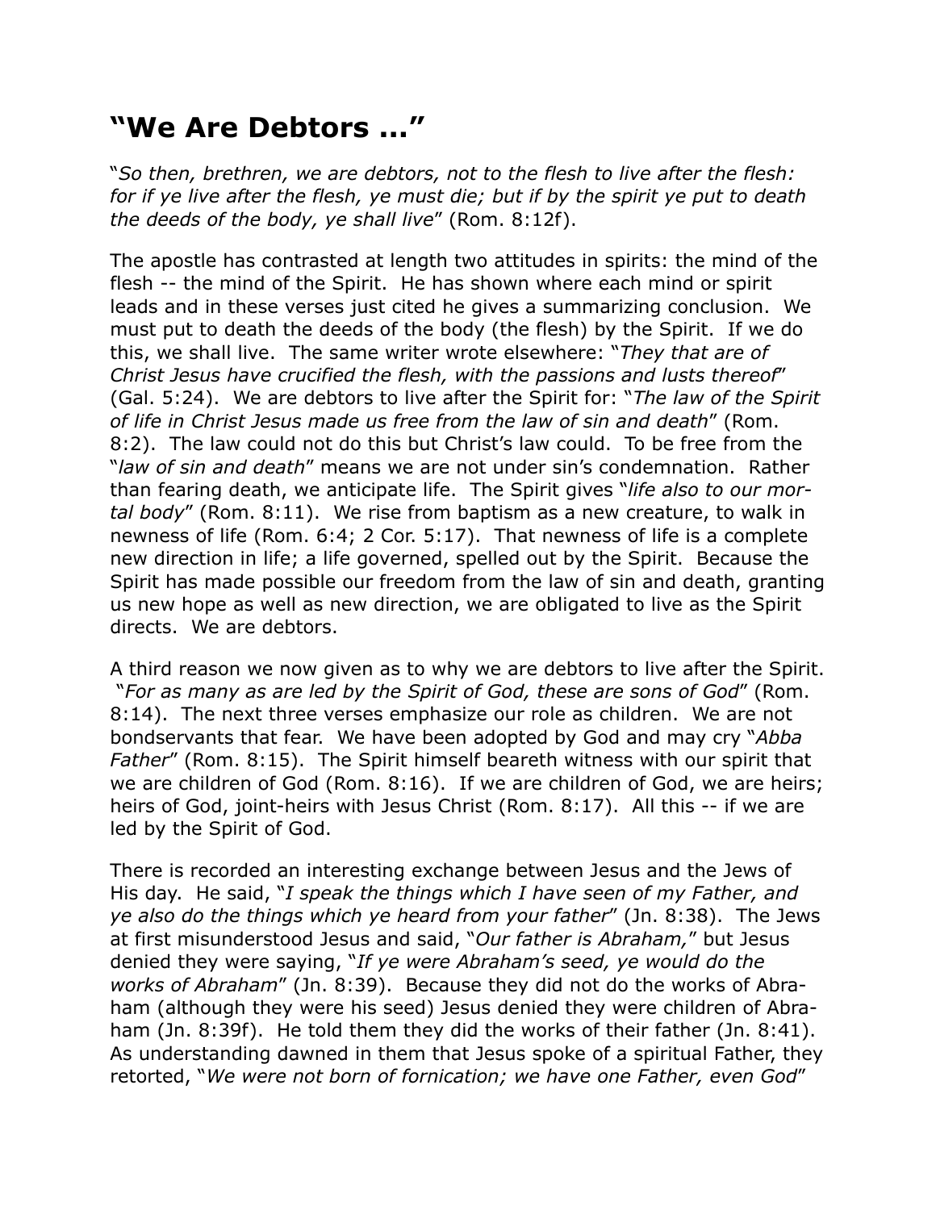# "We Are Debtors ..."

"*So then, brethren, we are debtors, not to the flesh to live after the flesh: for if ye live after the flesh, ye must die; but if by the spirit ye put to death the deeds of the body, ye shall live*" (Rom. 8:12f).

The apostle has contrasted at length two attitudes in spirits: the mind of the flesh -- the mind of the Spirit. He has shown where each mind or spirit leads and in these verses just cited he gives a summarizing conclusion. We must put to death the deeds of the body (the flesh) by the Spirit. If we do this, we shall live. The same writer wrote elsewhere: "*They that are of Christ Jesus have crucified the flesh, with the passions and lusts thereof*" (Gal. 5:24). We are debtors to live after the Spirit for: "*The law of the Spirit of life in Christ Jesus made us free from the law of sin and death*" (Rom. 8:2). The law could not do this but Christ's law could. To be free from the "*law of sin and death*" means we are not under sin's condemnation. Rather than fearing death, we anticipate life. The Spirit gives "*life also to our mortal body*" (Rom. 8:11). We rise from baptism as a new creature, to walk in newness of life (Rom. 6:4; 2 Cor. 5:17). That newness of life is a complete new direction in life; a life governed, spelled out by the Spirit. Because the Spirit has made possible our freedom from the law of sin and death, granting us new hope as well as new direction, we are obligated to live as the Spirit directs. We are debtors.

A third reason we now given as to why we are debtors to live after the Spirit. "*For as many as are led by the Spirit of God, these are sons of God*" (Rom. 8:14). The next three verses emphasize our role as children. We are not bondservants that fear. We have been adopted by God and may cry "*Abba Father*" (Rom. 8:15). The Spirit himself beareth witness with our spirit that we are children of God (Rom. 8:16). If we are children of God, we are heirs; heirs of God, joint-heirs with Jesus Christ (Rom. 8:17). All this -- if we are led by the Spirit of God.

There is recorded an interesting exchange between Jesus and the Jews of His day. He said, "*I speak the things which I have seen of my Father, and ye also do the things which ye heard from your father*" (Jn. 8:38). The Jews at first misunderstood Jesus and said, "*Our father is Abraham,*" but Jesus denied they were saying, "*If ye were Abraham's seed, ye would do the works of Abraham*" (Jn. 8:39). Because they did not do the works of Abraham (although they were his seed) Jesus denied they were children of Abraham (Jn. 8:39f). He told them they did the works of their father (Jn. 8:41). As understanding dawned in them that Jesus spoke of a spiritual Father, they retorted, "*We were not born of fornication; we have one Father, even God*"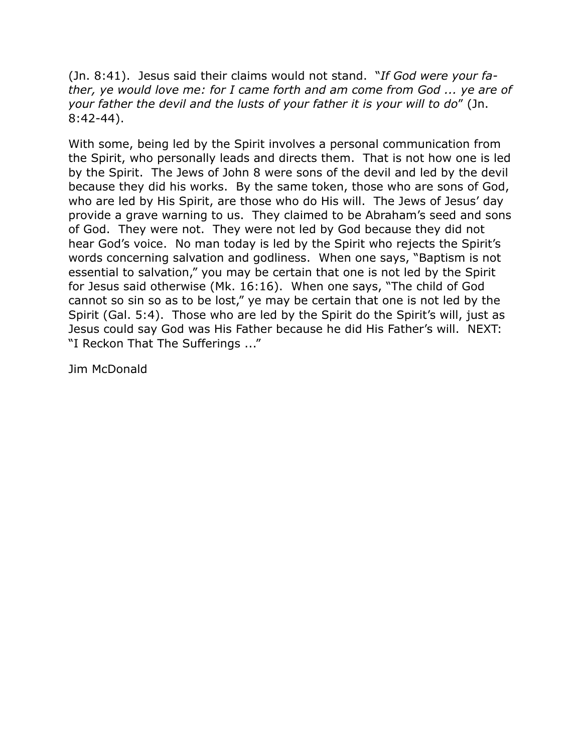(Jn. 8:41). Jesus said their claims would not stand. "*If God were your father, ye would love me: for I came forth and am come from God ... ye are of your father the devil and the lusts of your father it is your will to do*" (Jn. 8:42-44).

With some, being led by the Spirit involves a personal communication from the Spirit, who personally leads and directs them. That is not how one is led by the Spirit. The Jews of John 8 were sons of the devil and led by the devil because they did his works. By the same token, those who are sons of God, who are led by His Spirit, are those who do His will. The Jews of Jesus' day provide a grave warning to us. They claimed to be Abraham's seed and sons of God. They were not. They were not led by God because they did not hear God's voice. No man today is led by the Spirit who rejects the Spirit's words concerning salvation and godliness. When one says, "Baptism is not essential to salvation," you may be certain that one is not led by the Spirit for Jesus said otherwise (Mk. 16:16). When one says, "The child of God cannot so sin so as to be lost," ye may be certain that one is not led by the Spirit (Gal. 5:4). Those who are led by the Spirit do the Spirit's will, just as Jesus could say God was His Father because he did His Father's will. NEXT: "I Reckon That The Sufferings ..."

Jim McDonald